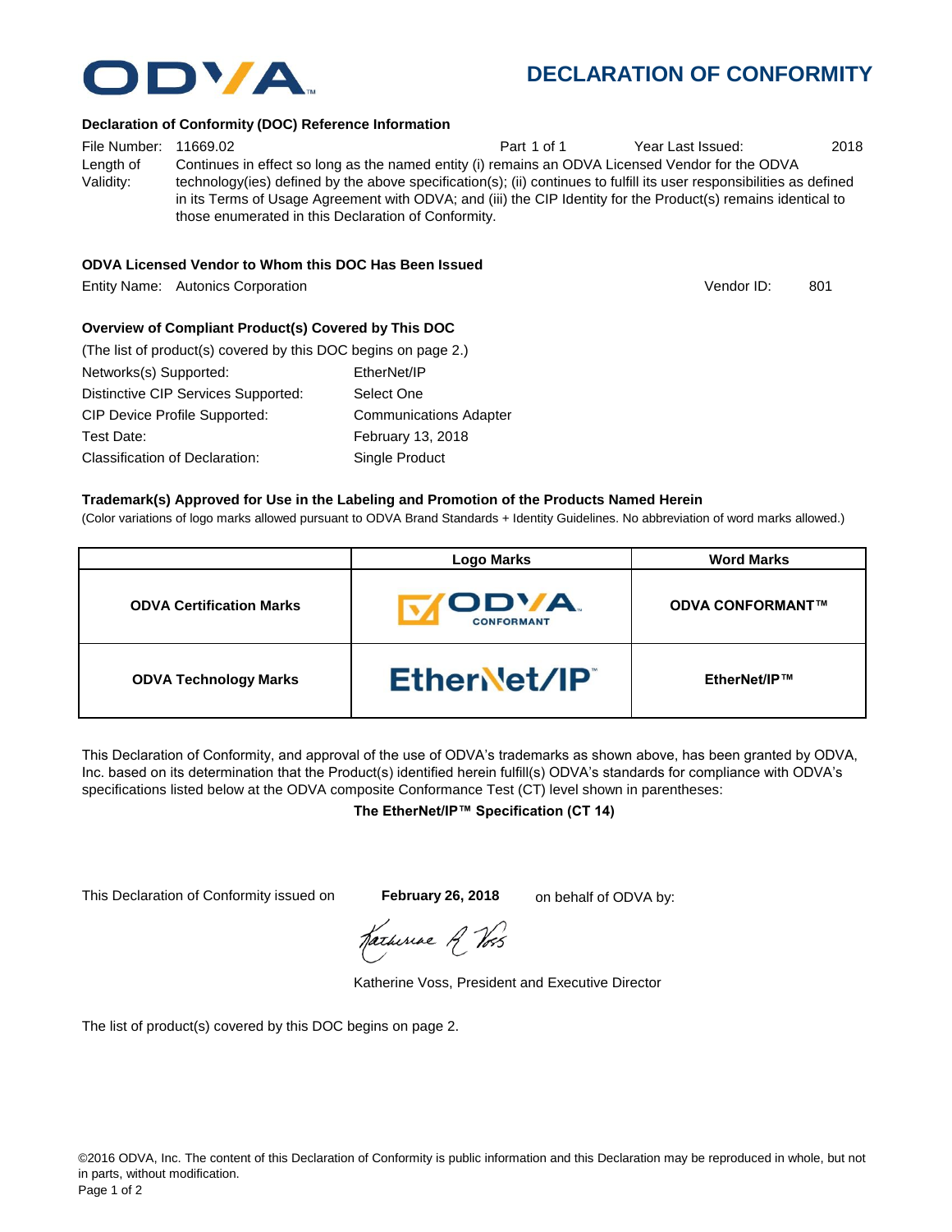ODVA

# DECLARATION OF CONFORMITY

### Declaration of Conformity (DOC) Reference Information

File Number: 11669.02 Part 1 of 1 Year Last Issued: 2018

Length of Validity: Continues in effect so long as the named entity (i) remains an ODVA Licensed Vendor for the ODVA technology(ies) defined by the above specification(s); (ii) continues to fulfill its user responsibilities as defined in its Terms of Usage Agreement with ODVA; and (iii) the CIP Identity for the Product(s) remains identical to those enumerated in this Declaration of Conformity.

### ODVA Licensed Vendor to Whom this DOC Has Been Issued

Entity Name: Autonics Corporation Vendor ID: 801

### Overview of Compliant Product(s) Covered by This DOC

(The list of product(s) covered by this DOC begins on page 2.)

Networks(s) Supported: EtherNet/IP

Distinctive CIP Services Supported: Select One

CIP Device Profile Supported: Communications Adapter

Test Date: February 13, 2018

Classification of Declaration: Single Product

### Trademark(s) Approved for Use in the Labeling and Promotion of the Products Named Herein

(Color variations of logo marks allowed pursuant to ODVA Brand Standards + Identity Guidelines. No abbreviation of word marks allowed.)

| | Logo Marks | Word Marks |
|---|---|---|
| **ODVA Certification Marks** | ODVA CONFORMANT | **ODVA CONFORMANT™** |
| **ODVA Technology Marks** | EtherNet/IP | **EtherNet/IP™** |

This Declaration of Conformity, and approval of the use of ODVA's trademarks as shown above, has been granted by ODVA, Inc. based on its determination that the Product(s) identified herein fulfill(s) ODVA's standards for compliance with ODVA's specifications listed below at the ODVA composite Conformance Test (CT) level shown in parentheses:

**The EtherNet/IP™ Specification (CT 14)**

This Declaration of Conformity issued on **February 26, 2018** on behalf of ODVA by:

Katherine Voss, President and Executive Director

The list of product(s) covered by this DOC begins on page 2.

©2016 ODVA, Inc. The content of this Declaration of Conformity is public information and this Declaration may be reproduced in whole, but not in parts, without modification.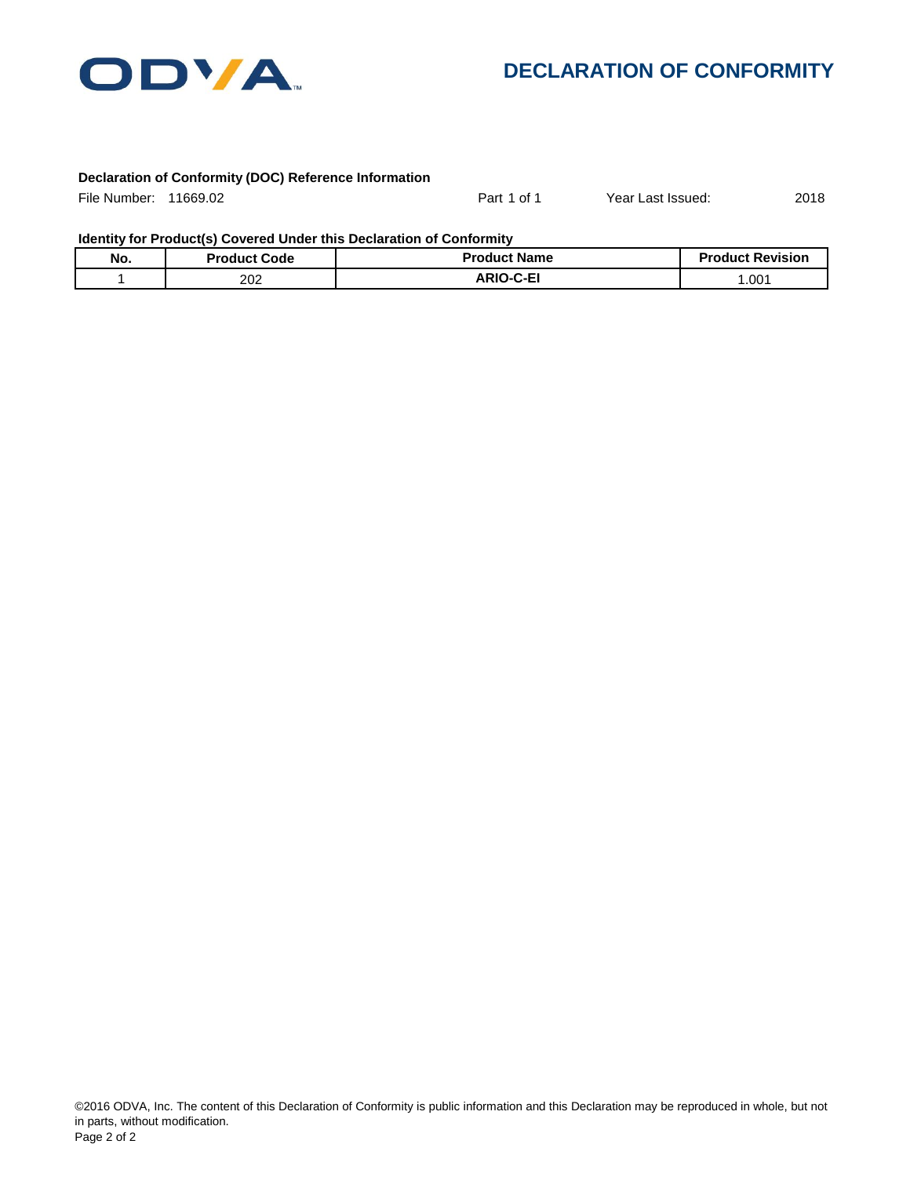# DECLARATION OF CONFORMITY

**Declaration of Conformity (DOC) Reference Information**

File Number: 11669.02 Part 1 of 1 Year Last Issued: 2018

**Identity for Product(s) Covered Under this Declaration of Conformity**

| No. | Product Code | Product Name | Product Revision |
|---|---|---|---|
| 1 | 202 | **ARIO-C-EI** | 1.001 |

©2016 ODVA, Inc. The content of this Declaration of Conformity is public information and this Declaration may be reproduced in whole, but not in parts, without modification.